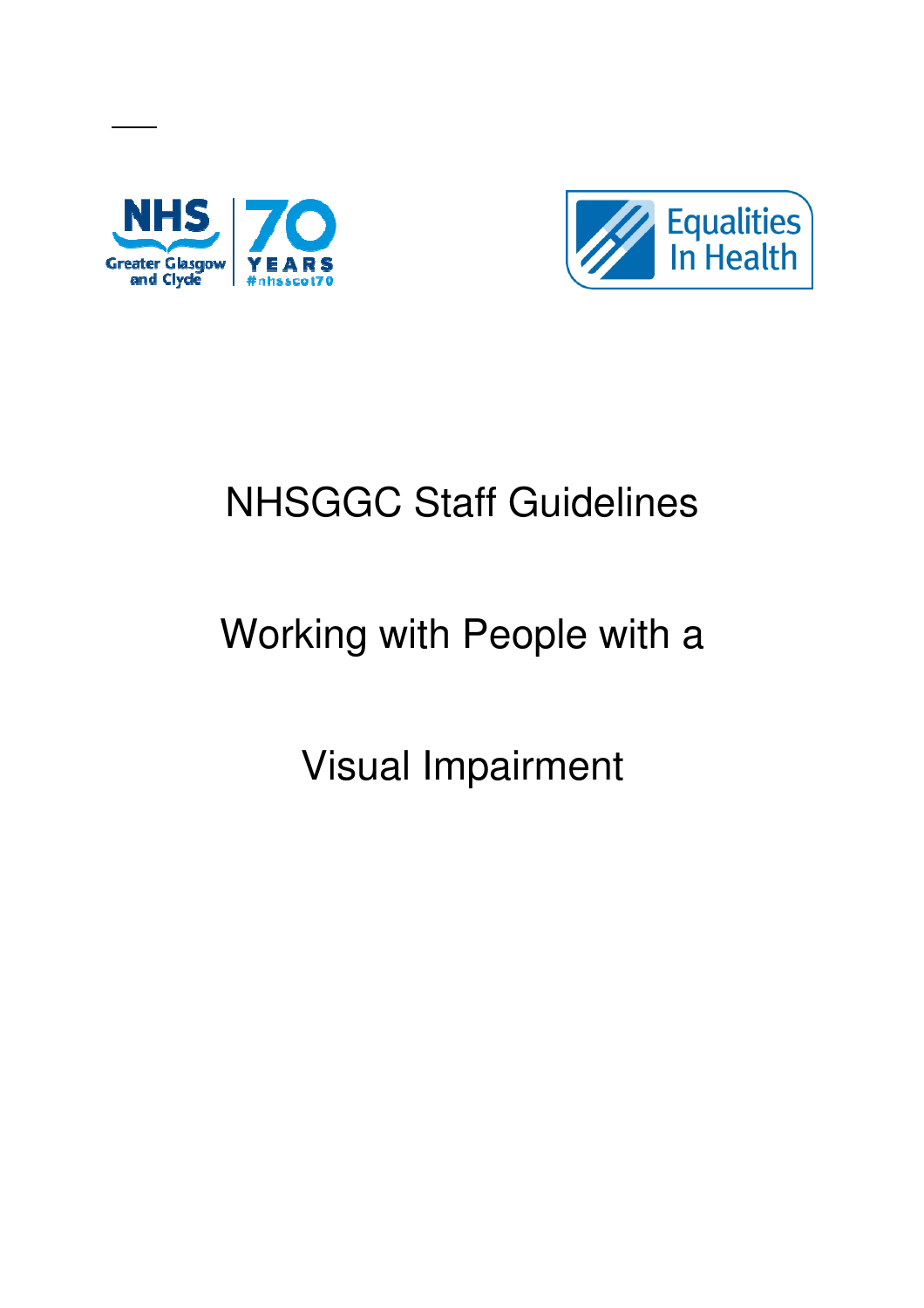NHS Greater Glasgow and Clyde 70 YEARS #nhsscot70

Equalities In Health

# NHSGGC Staff Guidelines

# Working with People with a Visual Impairment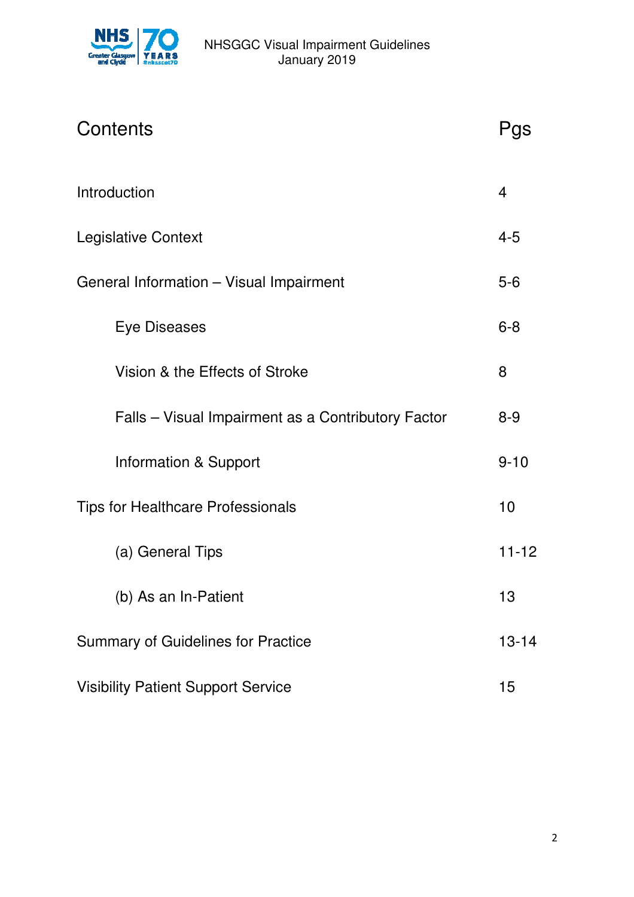# Contents

| Contents | Pgs |
|---|---|
| Introduction | 4 |
| Legislative Context | 4-5 |
| General Information – Visual Impairment | 5-6 |
| Eye Diseases | 6-8 |
| Vision & the Effects of Stroke | 8 |
| Falls – Visual Impairment as a Contributory Factor | 8-9 |
| Information & Support | 9-10 |
| Tips for Healthcare Professionals | 10 |
| (a) General Tips | 11-12 |
| (b) As an In-Patient | 13 |
| Summary of Guidelines for Practice | 13-14 |
| Visibility Patient Support Service | 15 |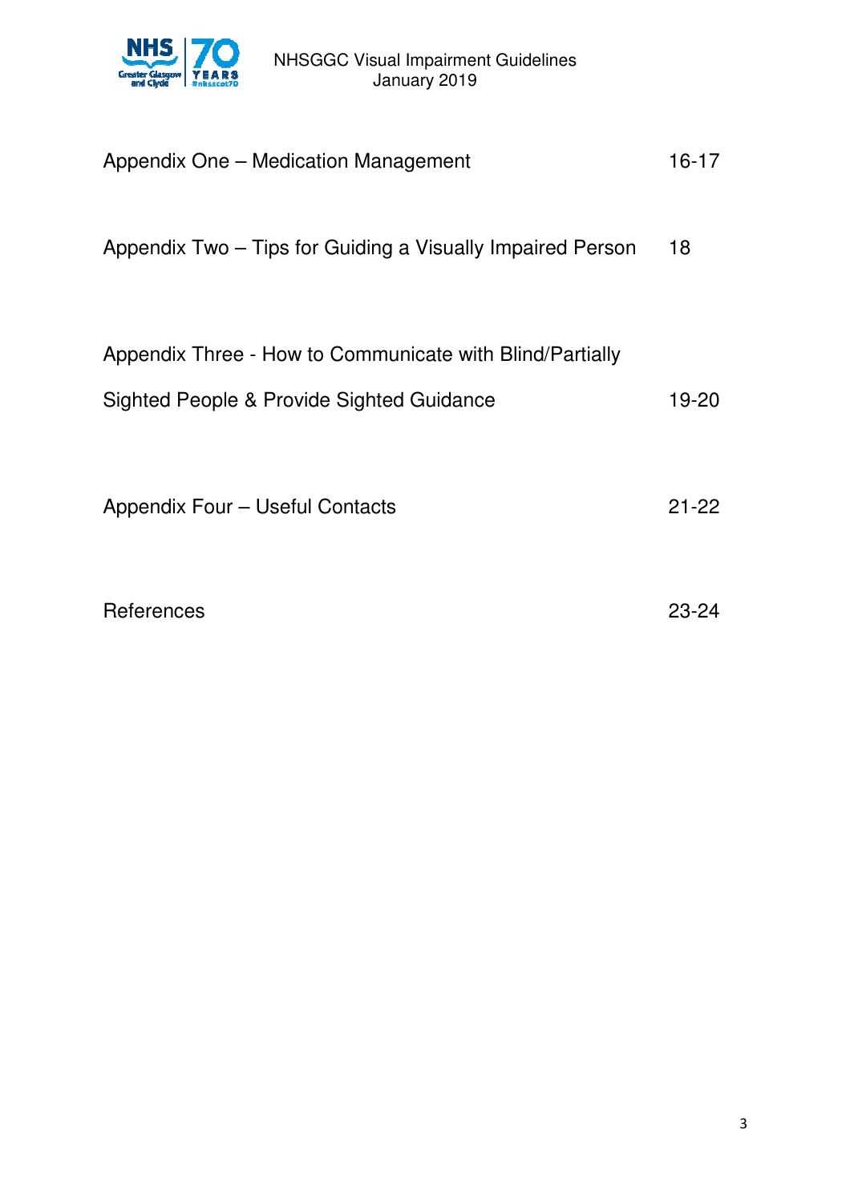| | |
|---|---|
| Appendix One – Medication Management | 16-17 |
| Appendix Two – Tips for Guiding a Visually Impaired Person | 18 |
| Appendix Three - How to Communicate with Blind/Partially Sighted People & Provide Sighted Guidance | 19-20 |
| Appendix Four – Useful Contacts | 21-22 |
| References | 23-24 |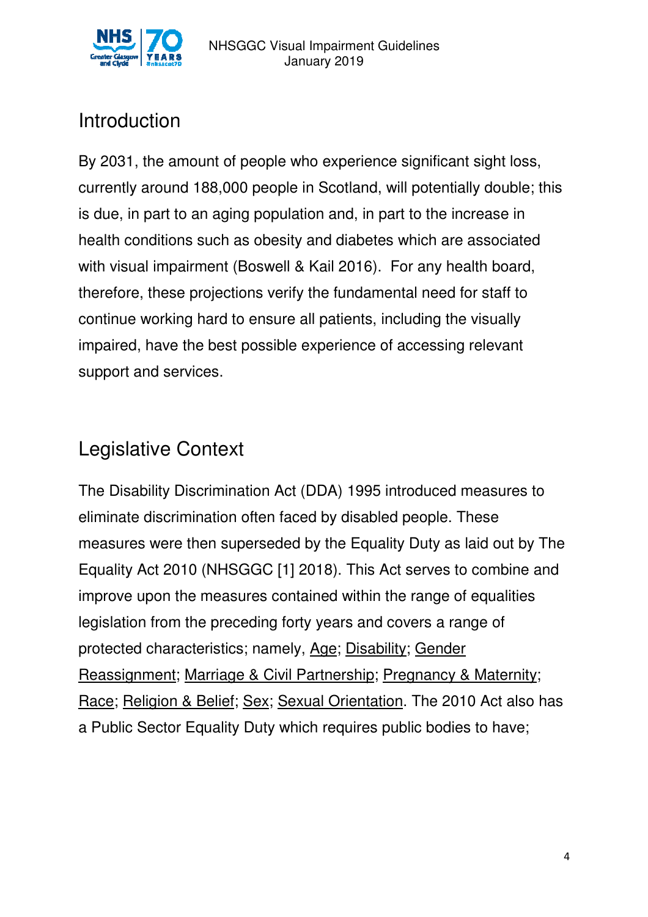## Introduction

By 2031, the amount of people who experience significant sight loss, currently around 188,000 people in Scotland, will potentially double; this is due, in part to an aging population and, in part to the increase in health conditions such as obesity and diabetes which are associated with visual impairment (Boswell & Kail 2016). For any health board, therefore, these projections verify the fundamental need for staff to continue working hard to ensure all patients, including the visually impaired, have the best possible experience of accessing relevant support and services.

## Legislative Context

The Disability Discrimination Act (DDA) 1995 introduced measures to eliminate discrimination often faced by disabled people. These measures were then superseded by the Equality Duty as laid out by The Equality Act 2010 (NHSGGC [1] 2018). This Act serves to combine and improve upon the measures contained within the range of equalities legislation from the preceding forty years and covers a range of protected characteristics; namely, Age; Disability; Gender Reassignment; Marriage & Civil Partnership; Pregnancy & Maternity; Race; Religion & Belief; Sex; Sexual Orientation. The 2010 Act also has a Public Sector Equality Duty which requires public bodies to have;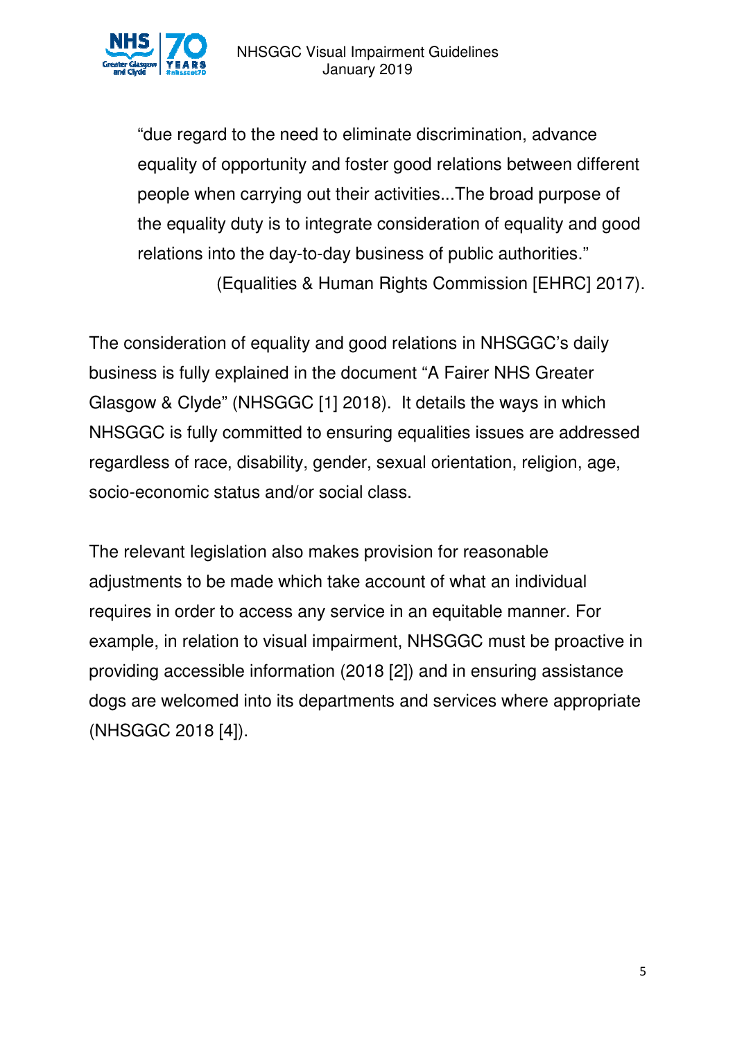> "due regard to the need to eliminate discrimination, advance equality of opportunity and foster good relations between different people when carrying out their activities...The broad purpose of the equality duty is to integrate consideration of equality and good relations into the day-to-day business of public authorities."
> (Equalities & Human Rights Commission [EHRC] 2017).

The consideration of equality and good relations in NHSGGC's daily business is fully explained in the document "A Fairer NHS Greater Glasgow & Clyde" (NHSGGC [1] 2018). It details the ways in which NHSGGC is fully committed to ensuring equalities issues are addressed regardless of race, disability, gender, sexual orientation, religion, age, socio-economic status and/or social class.

The relevant legislation also makes provision for reasonable adjustments to be made which take account of what an individual requires in order to access any service in an equitable manner. For example, in relation to visual impairment, NHSGGC must be proactive in providing accessible information (2018 [2]) and in ensuring assistance dogs are welcomed into its departments and services where appropriate (NHSGGC 2018 [4]).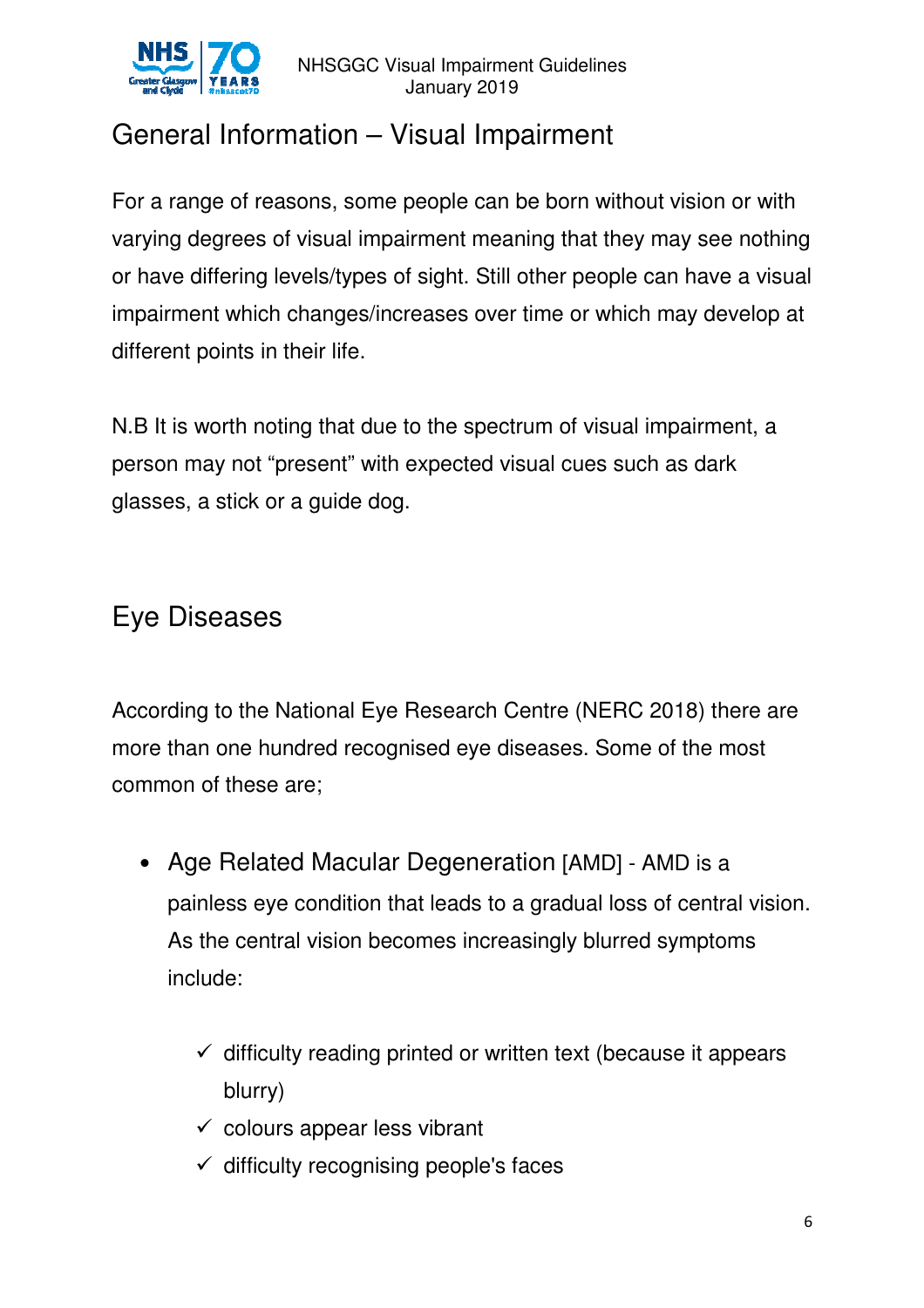## General Information – Visual Impairment

For a range of reasons, some people can be born without vision or with varying degrees of visual impairment meaning that they may see nothing or have differing levels/types of sight. Still other people can have a visual impairment which changes/increases over time or which may develop at different points in their life.

N.B It is worth noting that due to the spectrum of visual impairment, a person may not “present” with expected visual cues such as dark glasses, a stick or a guide dog.

## Eye Diseases

According to the National Eye Research Centre (NERC 2018) there are more than one hundred recognised eye diseases. Some of the most common of these are;

- Age Related Macular Degeneration [AMD] - AMD is a painless eye condition that leads to a gradual loss of central vision. As the central vision becomes increasingly blurred symptoms include:
  - ✓ difficulty reading printed or written text (because it appears blurry)
  - ✓ colours appear less vibrant
  - ✓ difficulty recognising people's faces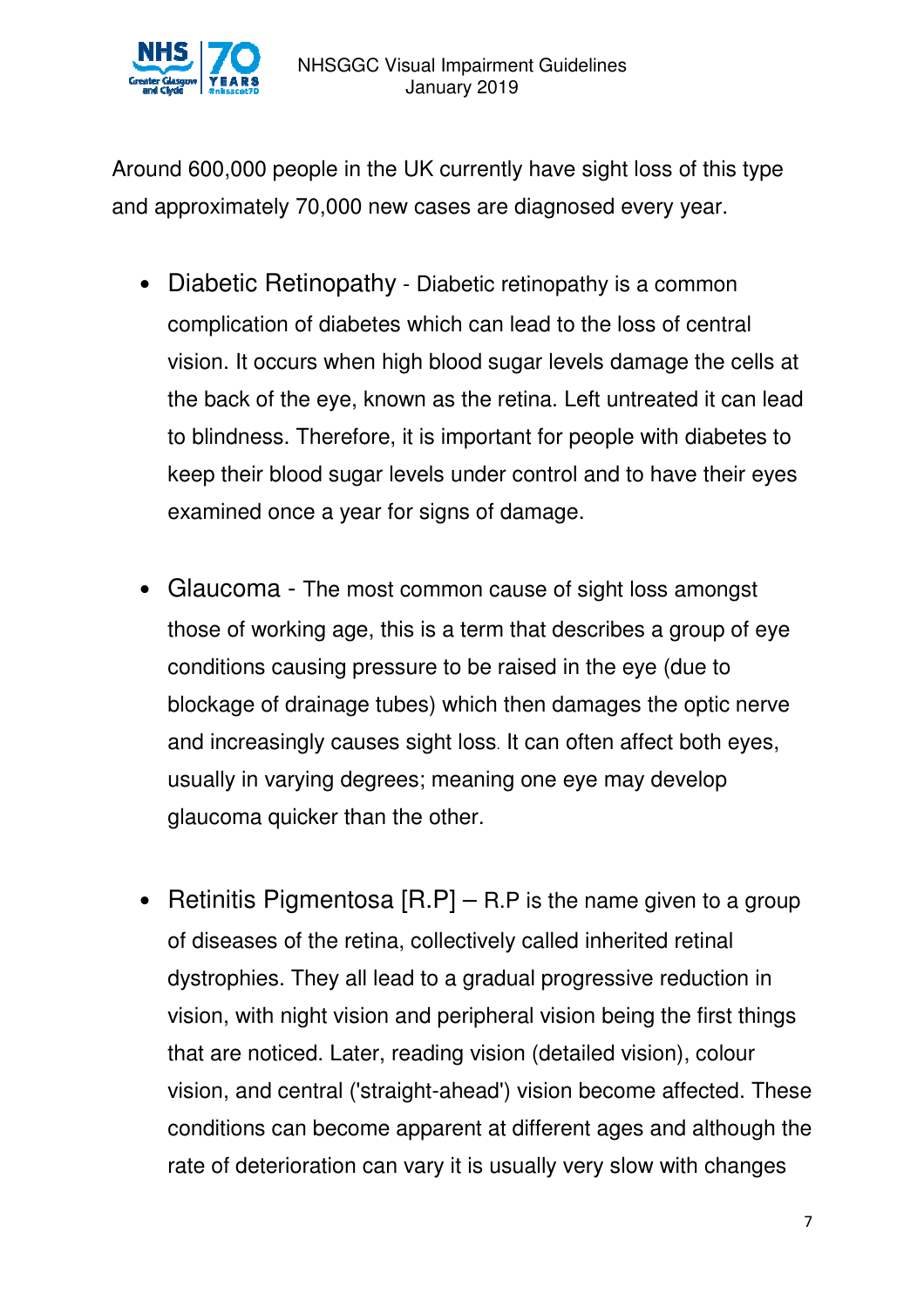Around 600,000 people in the UK currently have sight loss of this type and approximately 70,000 new cases are diagnosed every year.

- Diabetic Retinopathy - Diabetic retinopathy is a common complication of diabetes which can lead to the loss of central vision. It occurs when high blood sugar levels damage the cells at the back of the eye, known as the retina. Left untreated it can lead to blindness. Therefore, it is important for people with diabetes to keep their blood sugar levels under control and to have their eyes examined once a year for signs of damage.

- Glaucoma - The most common cause of sight loss amongst those of working age, this is a term that describes a group of eye conditions causing pressure to be raised in the eye (due to blockage of drainage tubes) which then damages the optic nerve and increasingly causes sight loss. It can often affect both eyes, usually in varying degrees; meaning one eye may develop glaucoma quicker than the other.

- Retinitis Pigmentosa [R.P] – R.P is the name given to a group of diseases of the retina, collectively called inherited retinal dystrophies. They all lead to a gradual progressive reduction in vision, with night vision and peripheral vision being the first things that are noticed. Later, reading vision (detailed vision), colour vision, and central ('straight-ahead') vision become affected. These conditions can become apparent at different ages and although the rate of deterioration can vary it is usually very slow with changes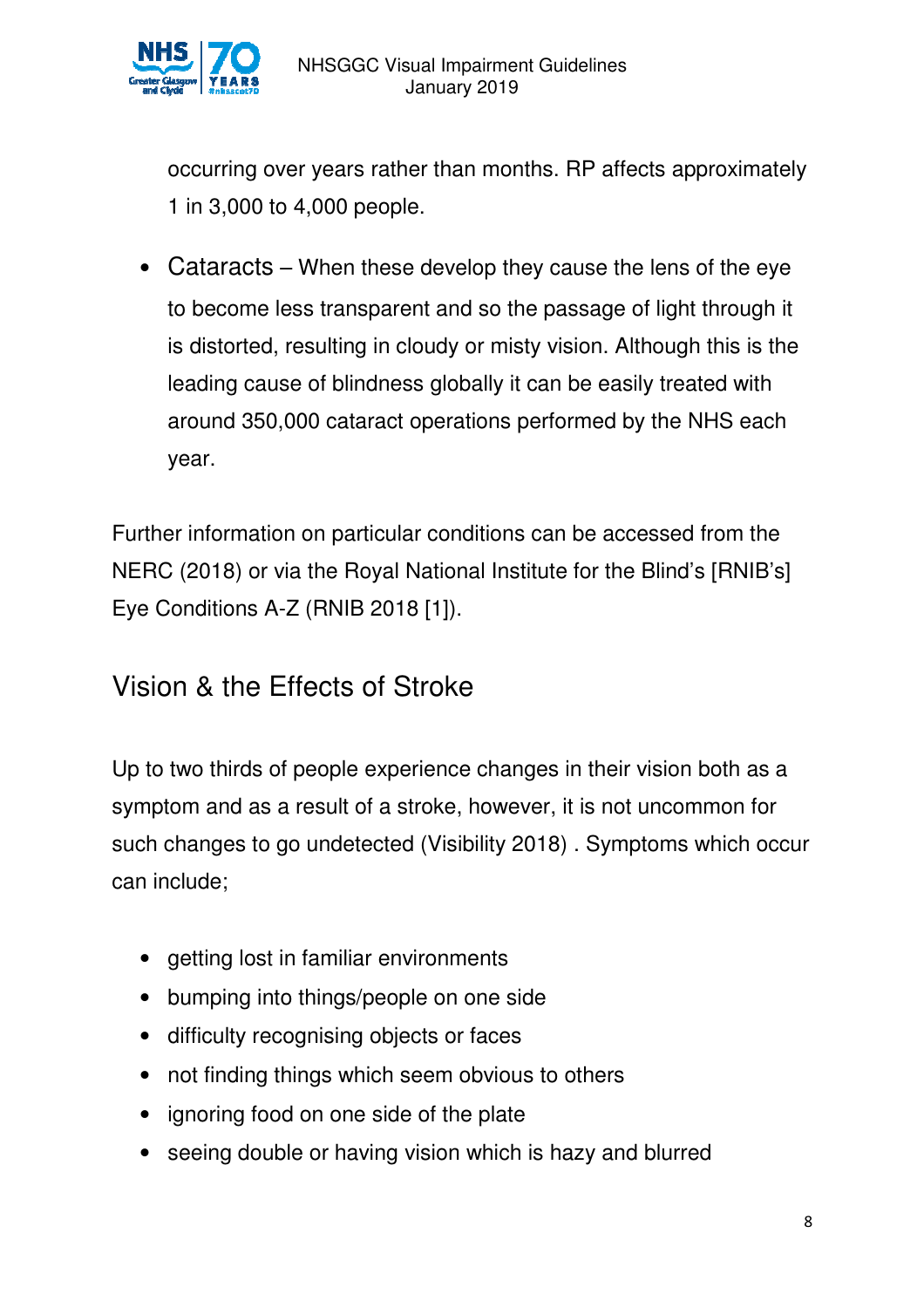occurring over years rather than months. RP affects approximately 1 in 3,000 to 4,000 people.

- Cataracts – When these develop they cause the lens of the eye to become less transparent and so the passage of light through it is distorted, resulting in cloudy or misty vision. Although this is the leading cause of blindness globally it can be easily treated with around 350,000 cataract operations performed by the NHS each year.

Further information on particular conditions can be accessed from the NERC (2018) or via the Royal National Institute for the Blind's [RNIB's] Eye Conditions A-Z (RNIB 2018 [1]).

## Vision & the Effects of Stroke

Up to two thirds of people experience changes in their vision both as a symptom and as a result of a stroke, however, it is not uncommon for such changes to go undetected (Visibility 2018) . Symptoms which occur can include;

- getting lost in familiar environments
- bumping into things/people on one side
- difficulty recognising objects or faces
- not finding things which seem obvious to others
- ignoring food on one side of the plate
- seeing double or having vision which is hazy and blurred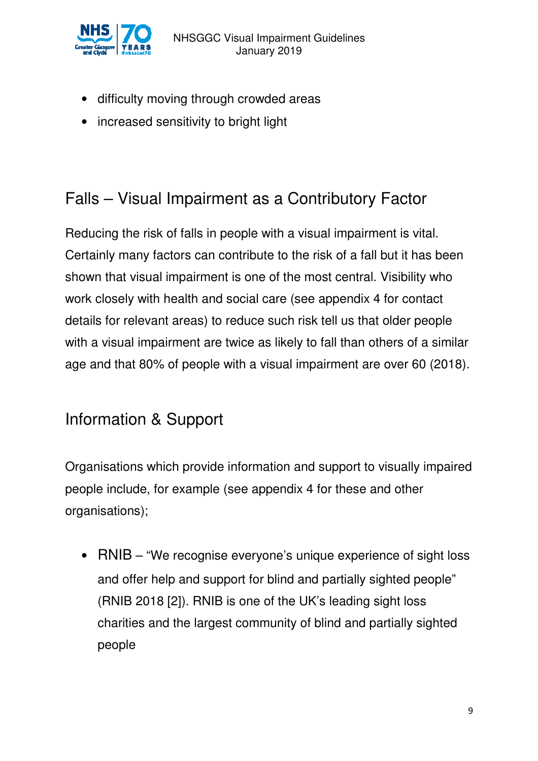- difficulty moving through crowded areas
- increased sensitivity to bright light

## Falls – Visual Impairment as a Contributory Factor

Reducing the risk of falls in people with a visual impairment is vital. Certainly many factors can contribute to the risk of a fall but it has been shown that visual impairment is one of the most central. Visibility who work closely with health and social care (see appendix 4 for contact details for relevant areas) to reduce such risk tell us that older people with a visual impairment are twice as likely to fall than others of a similar age and that 80% of people with a visual impairment are over 60 (2018).

## Information & Support

Organisations which provide information and support to visually impaired people include, for example (see appendix 4 for these and other organisations);

- RNIB – "We recognise everyone's unique experience of sight loss and offer help and support for blind and partially sighted people" (RNIB 2018 [2]). RNIB is one of the UK's leading sight loss charities and the largest community of blind and partially sighted people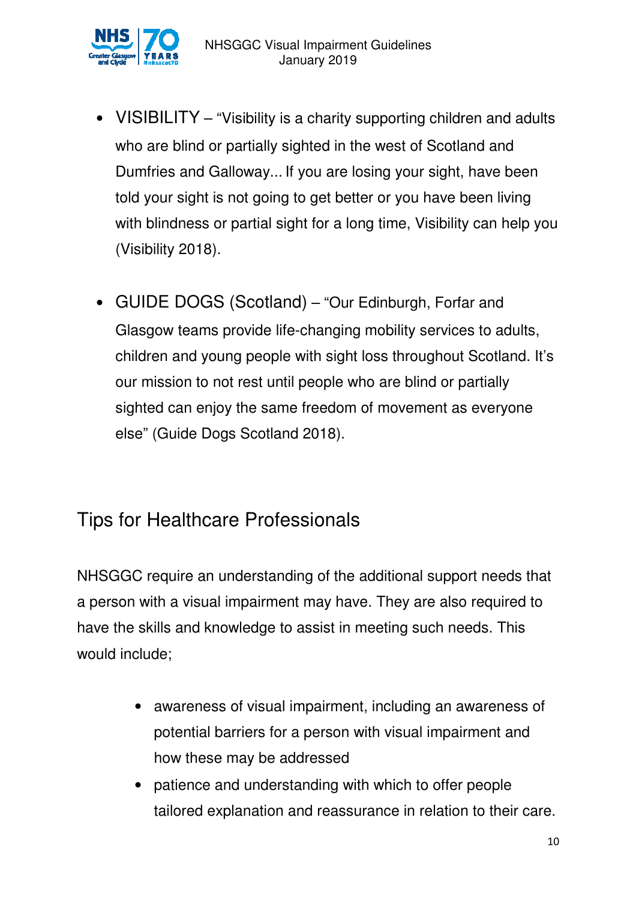- VISIBILITY – “Visibility is a charity supporting children and adults who are blind or partially sighted in the west of Scotland and Dumfries and Galloway... If you are losing your sight, have been told your sight is not going to get better or you have been living with blindness or partial sight for a long time, Visibility can help you (Visibility 2018).

- GUIDE DOGS (Scotland) – “Our Edinburgh, Forfar and Glasgow teams provide life-changing mobility services to adults, children and young people with sight loss throughout Scotland. It’s our mission to not rest until people who are blind or partially sighted can enjoy the same freedom of movement as everyone else” (Guide Dogs Scotland 2018).

## Tips for Healthcare Professionals

NHSGGC require an understanding of the additional support needs that a person with a visual impairment may have. They are also required to have the skills and knowledge to assist in meeting such needs. This would include;

- awareness of visual impairment, including an awareness of potential barriers for a person with visual impairment and how these may be addressed
- patience and understanding with which to offer people tailored explanation and reassurance in relation to their care.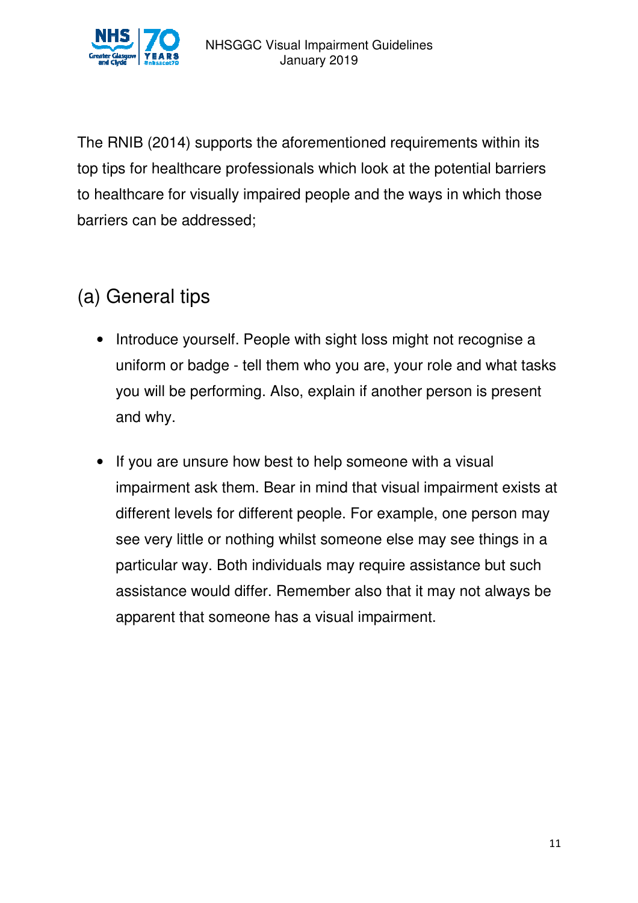The RNIB (2014) supports the aforementioned requirements within its top tips for healthcare professionals which look at the potential barriers to healthcare for visually impaired people and the ways in which those barriers can be addressed;

## (a) General tips

- Introduce yourself. People with sight loss might not recognise a uniform or badge - tell them who you are, your role and what tasks you will be performing. Also, explain if another person is present and why.

- If you are unsure how best to help someone with a visual impairment ask them. Bear in mind that visual impairment exists at different levels for different people. For example, one person may see very little or nothing whilst someone else may see things in a particular way. Both individuals may require assistance but such assistance would differ. Remember also that it may not always be apparent that someone has a visual impairment.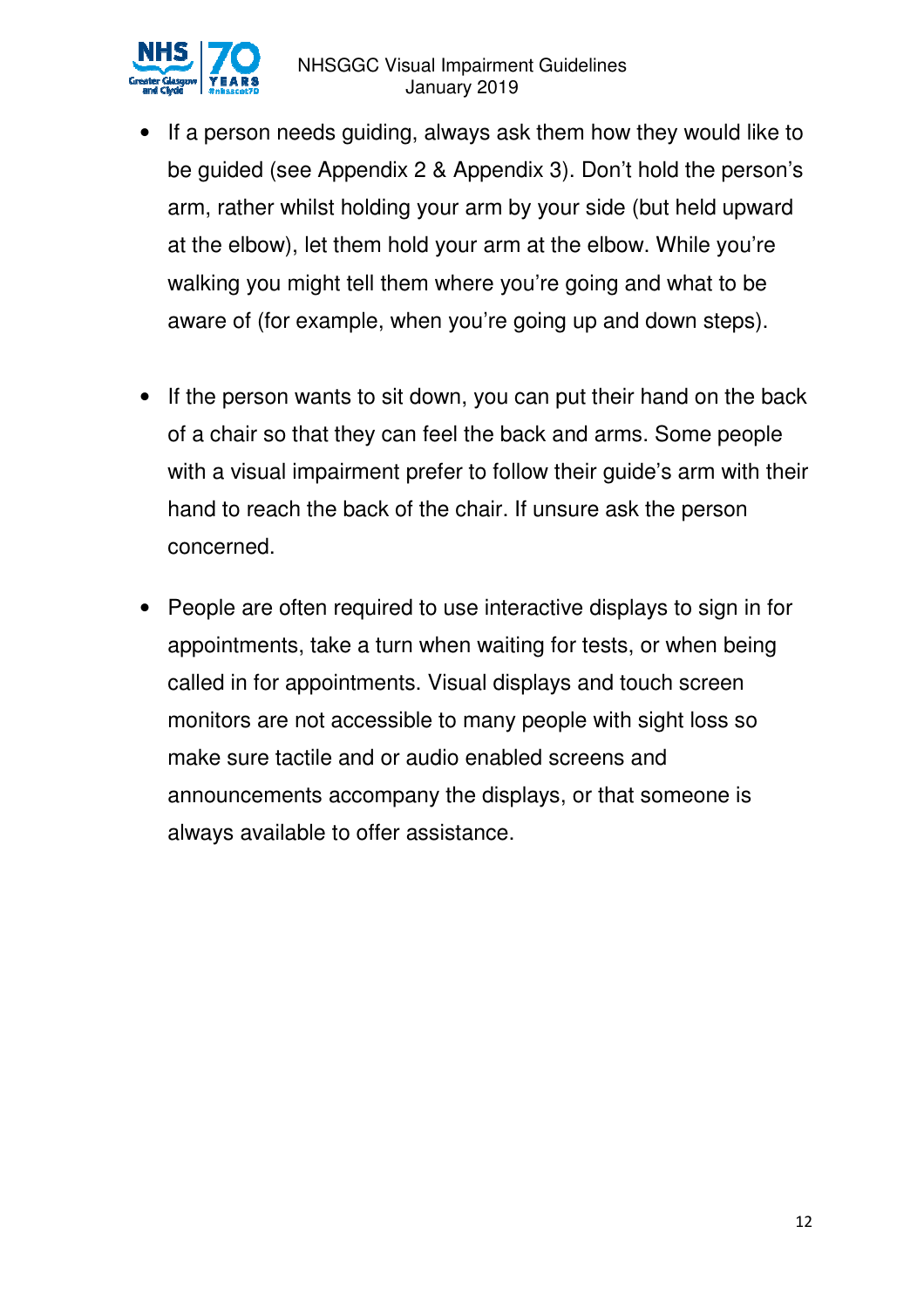- If a person needs guiding, always ask them how they would like to be guided (see Appendix 2 & Appendix 3). Don't hold the person's arm, rather whilst holding your arm by your side (but held upward at the elbow), let them hold your arm at the elbow. While you're walking you might tell them where you're going and what to be aware of (for example, when you're going up and down steps).

- If the person wants to sit down, you can put their hand on the back of a chair so that they can feel the back and arms. Some people with a visual impairment prefer to follow their guide's arm with their hand to reach the back of the chair. If unsure ask the person concerned.

- People are often required to use interactive displays to sign in for appointments, take a turn when waiting for tests, or when being called in for appointments. Visual displays and touch screen monitors are not accessible to many people with sight loss so make sure tactile and or audio enabled screens and announcements accompany the displays, or that someone is always available to offer assistance.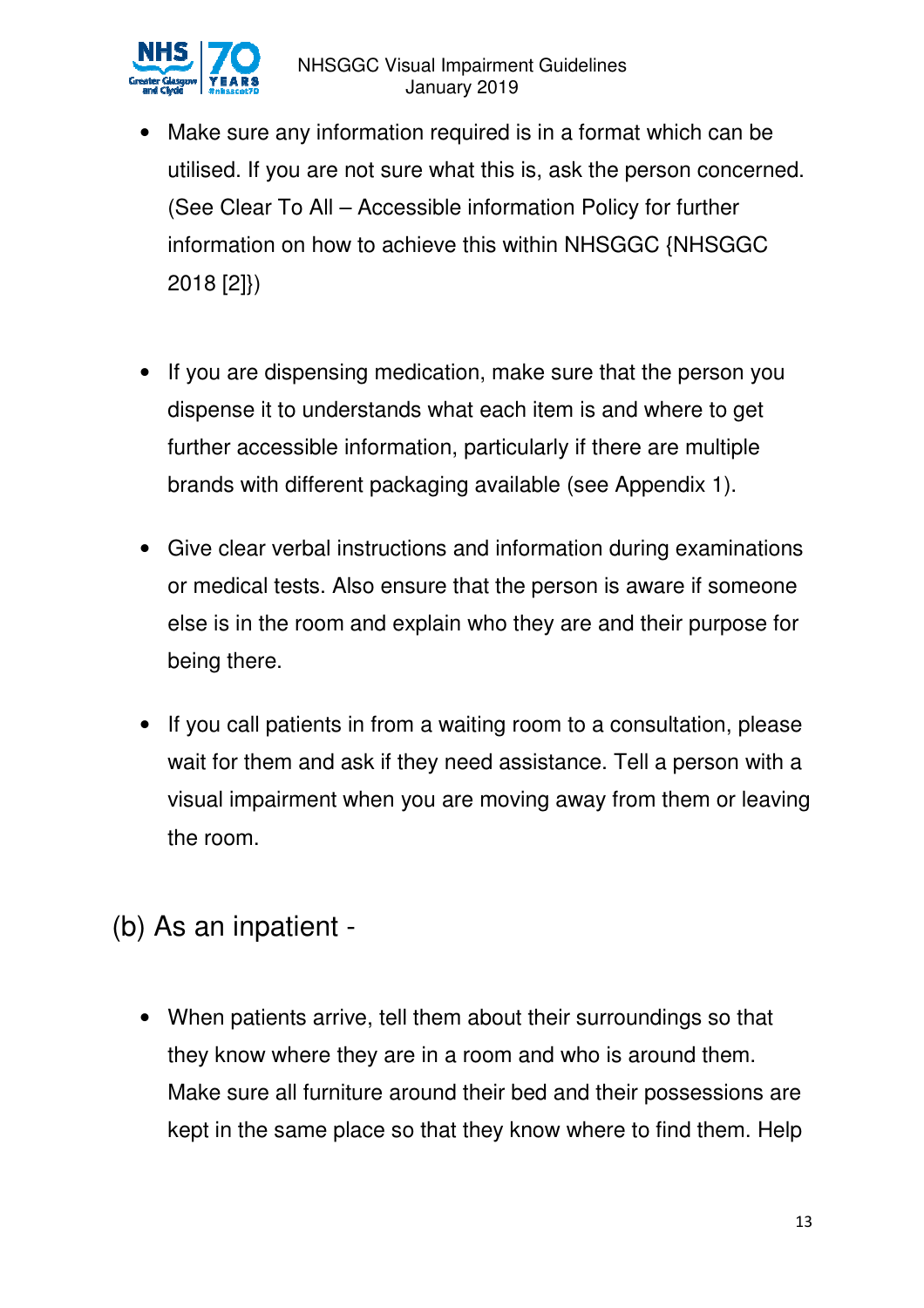- Make sure any information required is in a format which can be utilised. If you are not sure what this is, ask the person concerned. (See Clear To All – Accessible information Policy for further information on how to achieve this within NHSGGC {NHSGGC 2018 [2]})

- If you are dispensing medication, make sure that the person you dispense it to understands what each item is and where to get further accessible information, particularly if there are multiple brands with different packaging available (see Appendix 1).

- Give clear verbal instructions and information during examinations or medical tests. Also ensure that the person is aware if someone else is in the room and explain who they are and their purpose for being there.

- If you call patients in from a waiting room to a consultation, please wait for them and ask if they need assistance. Tell a person with a visual impairment when you are moving away from them or leaving the room.

## (b) As an inpatient -

- When patients arrive, tell them about their surroundings so that they know where they are in a room and who is around them. Make sure all furniture around their bed and their possessions are kept in the same place so that they know where to find them. Help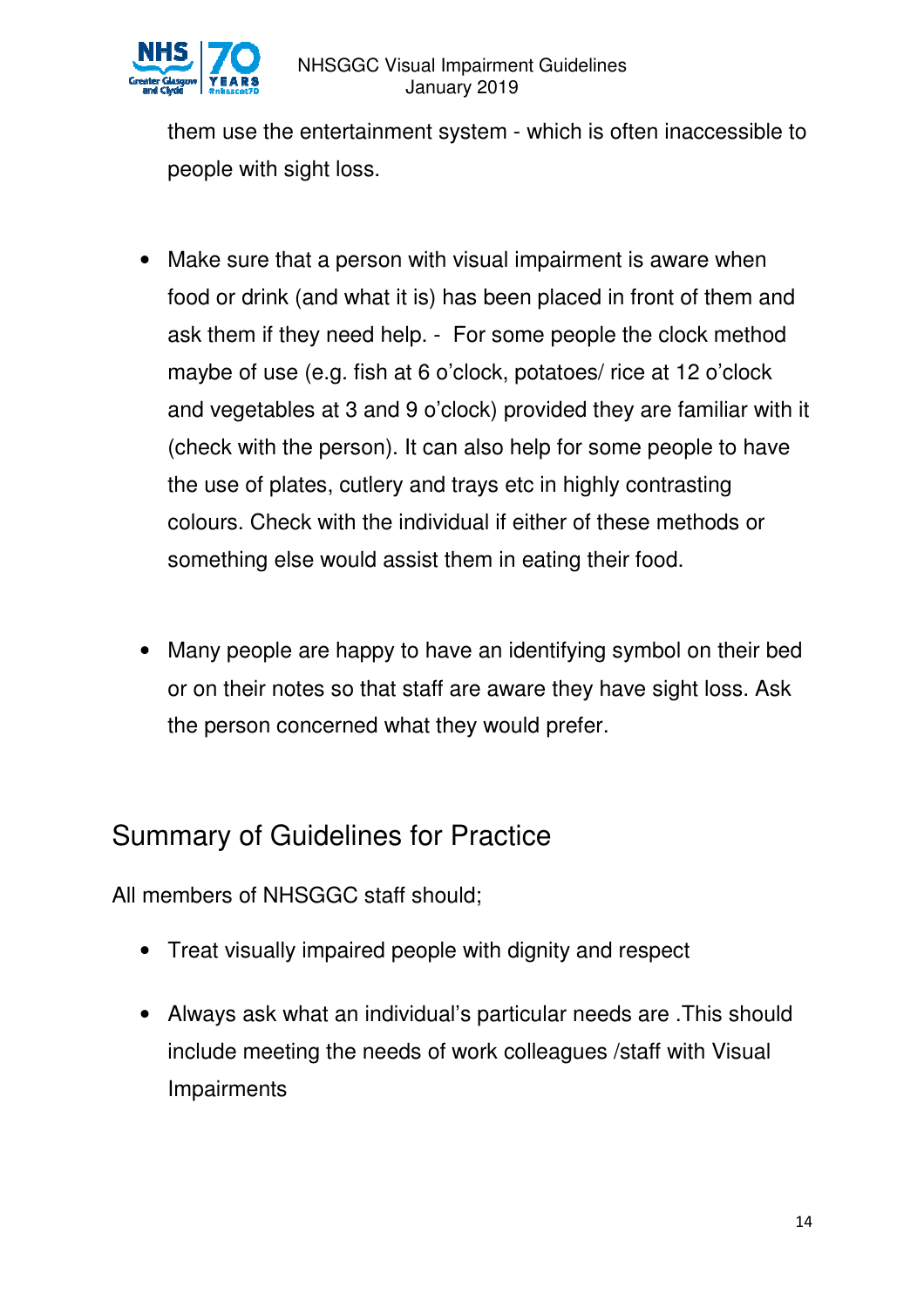them use the entertainment system - which is often inaccessible to people with sight loss.

- Make sure that a person with visual impairment is aware when food or drink (and what it is) has been placed in front of them and ask them if they need help. - For some people the clock method maybe of use (e.g. fish at 6 o'clock, potatoes/ rice at 12 o'clock and vegetables at 3 and 9 o'clock) provided they are familiar with it (check with the person). It can also help for some people to have the use of plates, cutlery and trays etc in highly contrasting colours. Check with the individual if either of these methods or something else would assist them in eating their food.

- Many people are happy to have an identifying symbol on their bed or on their notes so that staff are aware they have sight loss. Ask the person concerned what they would prefer.

## Summary of Guidelines for Practice

All members of NHSGGC staff should;

- Treat visually impaired people with dignity and respect
- Always ask what an individual's particular needs are .This should include meeting the needs of work colleagues /staff with Visual Impairments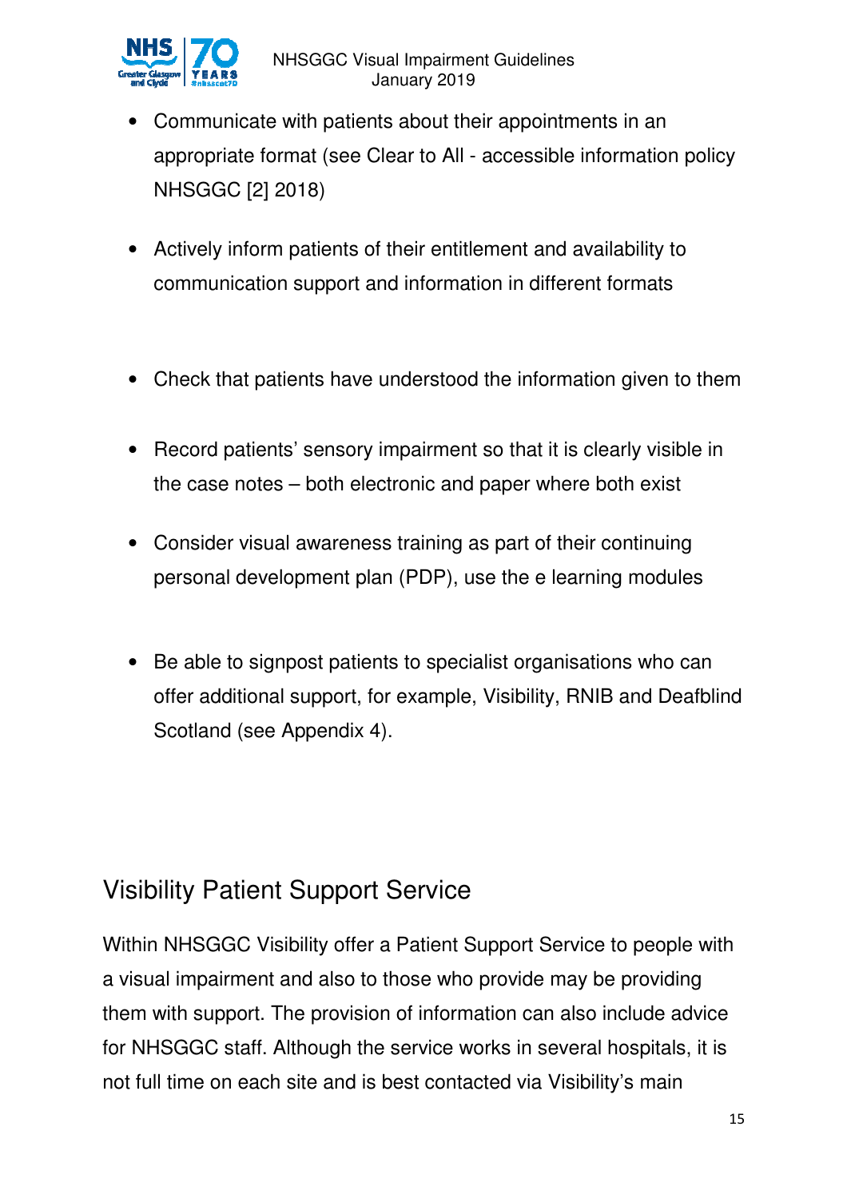- Communicate with patients about their appointments in an appropriate format (see Clear to All - accessible information policy NHSGGC [2] 2018)

- Actively inform patients of their entitlement and availability to communication support and information in different formats

- Check that patients have understood the information given to them

- Record patients' sensory impairment so that it is clearly visible in the case notes – both electronic and paper where both exist

- Consider visual awareness training as part of their continuing personal development plan (PDP), use the e learning modules

- Be able to signpost patients to specialist organisations who can offer additional support, for example, Visibility, RNIB and Deafblind Scotland (see Appendix 4).

## Visibility Patient Support Service

Within NHSGGC Visibility offer a Patient Support Service to people with a visual impairment and also to those who provide may be providing them with support. The provision of information can also include advice for NHSGGC staff. Although the service works in several hospitals, it is not full time on each site and is best contacted via Visibility's main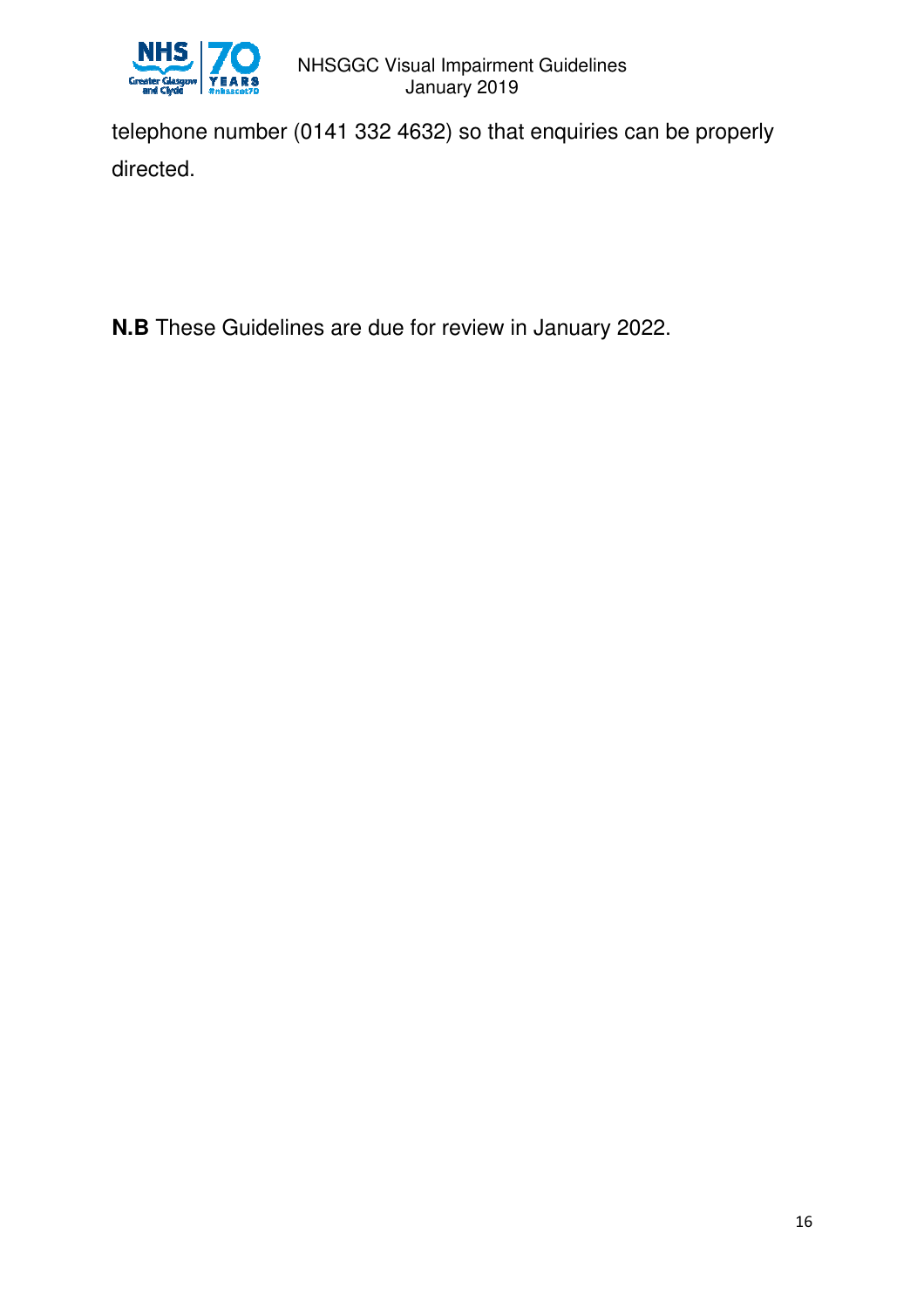telephone number (0141 332 4632) so that enquiries can be properly directed.

**N.B** These Guidelines are due for review in January 2022.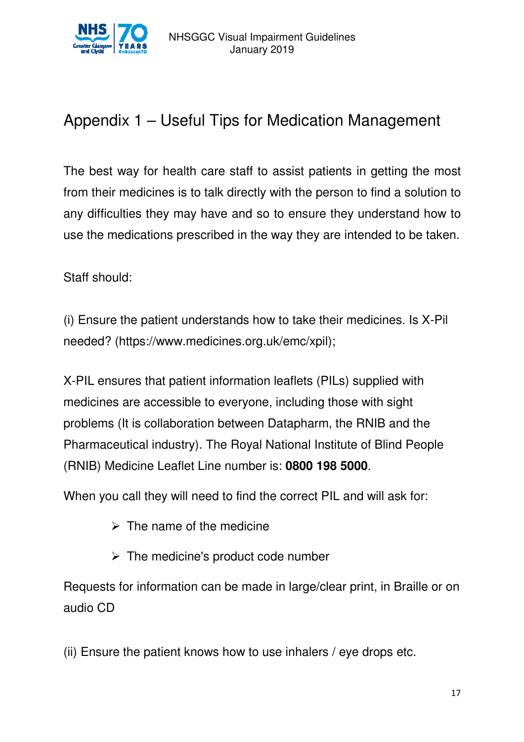# Appendix 1 – Useful Tips for Medication Management

The best way for health care staff to assist patients in getting the most from their medicines is to talk directly with the person to find a solution to any difficulties they may have and so to ensure they understand how to use the medications prescribed in the way they are intended to be taken.

Staff should:

(i) Ensure the patient understands how to take their medicines. Is X-Pil needed? (https://www.medicines.org.uk/emc/xpil);

X-PIL ensures that patient information leaflets (PILs) supplied with medicines are accessible to everyone, including those with sight problems (It is collaboration between Datapharm, the RNIB and the Pharmaceutical industry). The Royal National Institute of Blind People (RNIB) Medicine Leaflet Line number is: **0800 198 5000**.

When you call they will need to find the correct PIL and will ask for:

- The name of the medicine
- The medicine's product code number

Requests for information can be made in large/clear print, in Braille or on audio CD

(ii) Ensure the patient knows how to use inhalers / eye drops etc.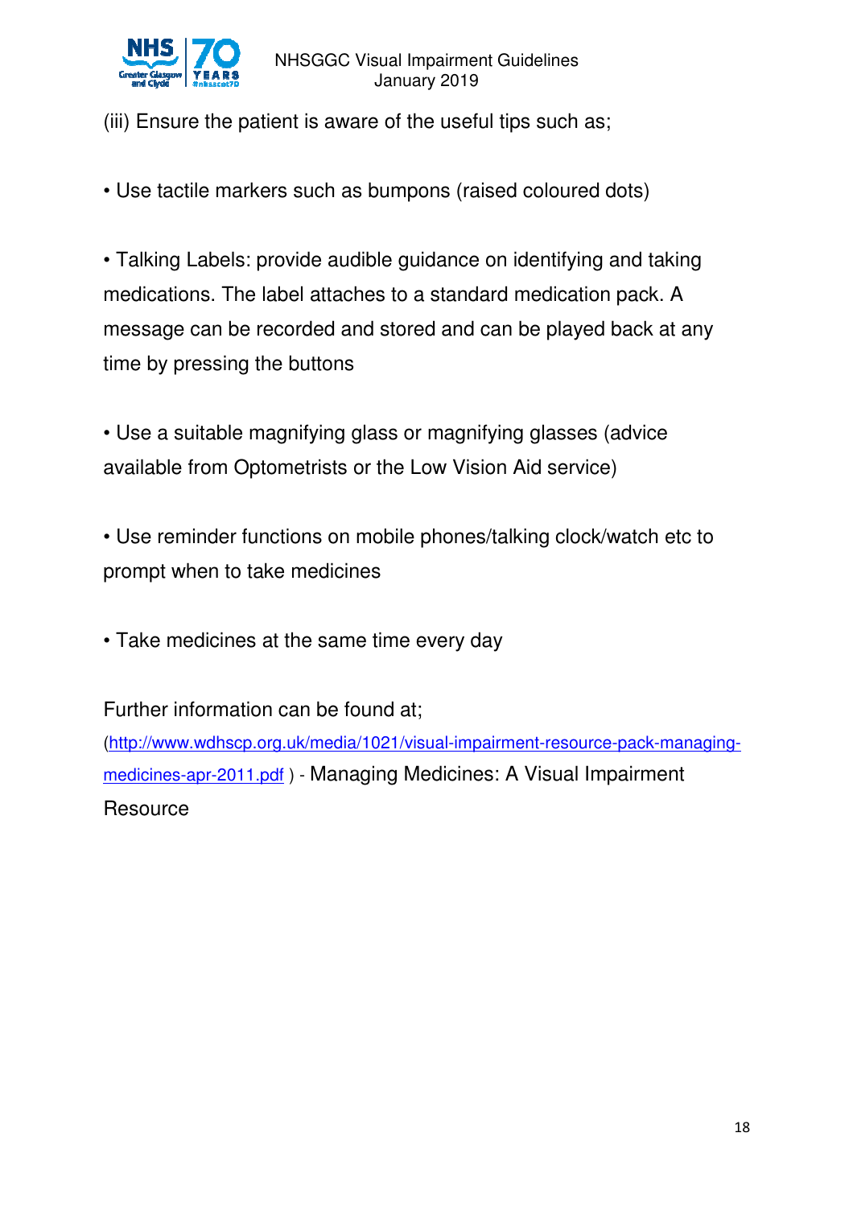(iii) Ensure the patient is aware of the useful tips such as;

- Use tactile markers such as bumpons (raised coloured dots)

- Talking Labels: provide audible guidance on identifying and taking medications. The label attaches to a standard medication pack. A message can be recorded and stored and can be played back at any time by pressing the buttons

- Use a suitable magnifying glass or magnifying glasses (advice available from Optometrists or the Low Vision Aid service)

- Use reminder functions on mobile phones/talking clock/watch etc to prompt when to take medicines

- Take medicines at the same time every day

Further information can be found at; (http://www.wdhscp.org.uk/media/1021/visual-impairment-resource-pack-managing-medicines-apr-2011.pdf ) - Managing Medicines: A Visual Impairment Resource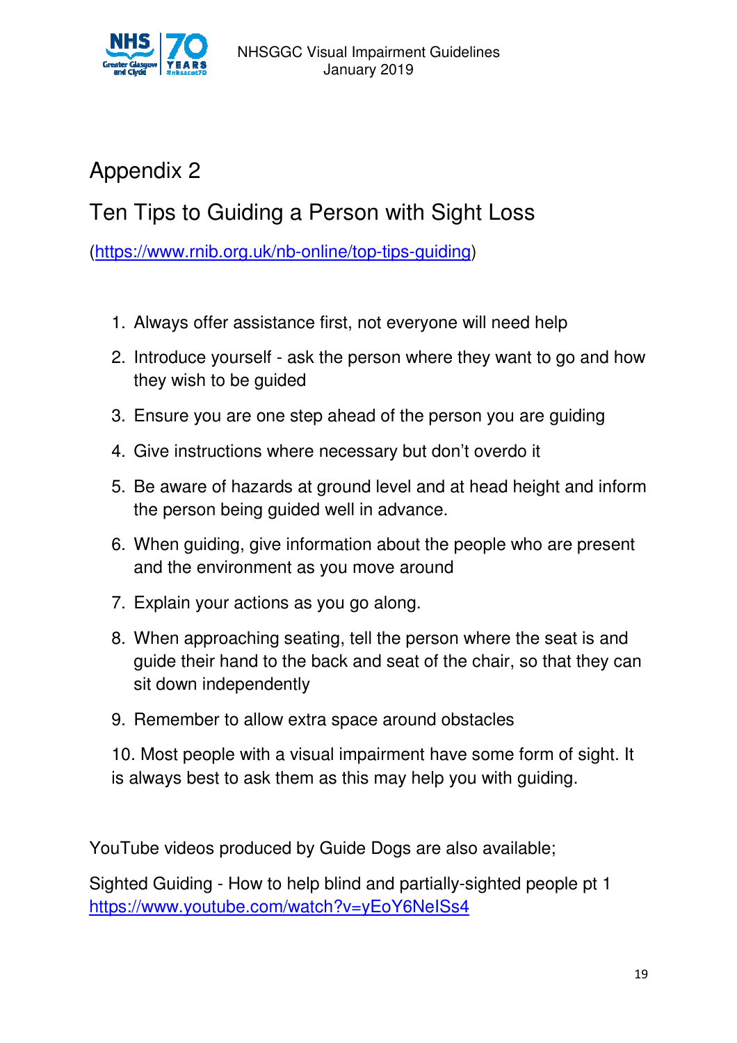# Appendix 2

## Ten Tips to Guiding a Person with Sight Loss

(https://www.rnib.org.uk/nb-online/top-tips-guiding)

1. Always offer assistance first, not everyone will need help
2. Introduce yourself - ask the person where they want to go and how they wish to be guided
3. Ensure you are one step ahead of the person you are guiding
4. Give instructions where necessary but don't overdo it
5. Be aware of hazards at ground level and at head height and inform the person being guided well in advance.
6. When guiding, give information about the people who are present and the environment as you move around
7. Explain your actions as you go along.
8. When approaching seating, tell the person where the seat is and guide their hand to the back and seat of the chair, so that they can sit down independently
9. Remember to allow extra space around obstacles
10. Most people with a visual impairment have some form of sight. It is always best to ask them as this may help you with guiding.

YouTube videos produced by Guide Dogs are also available;

Sighted Guiding - How to help blind and partially-sighted people pt 1
https://www.youtube.com/watch?v=yEoY6NeISs4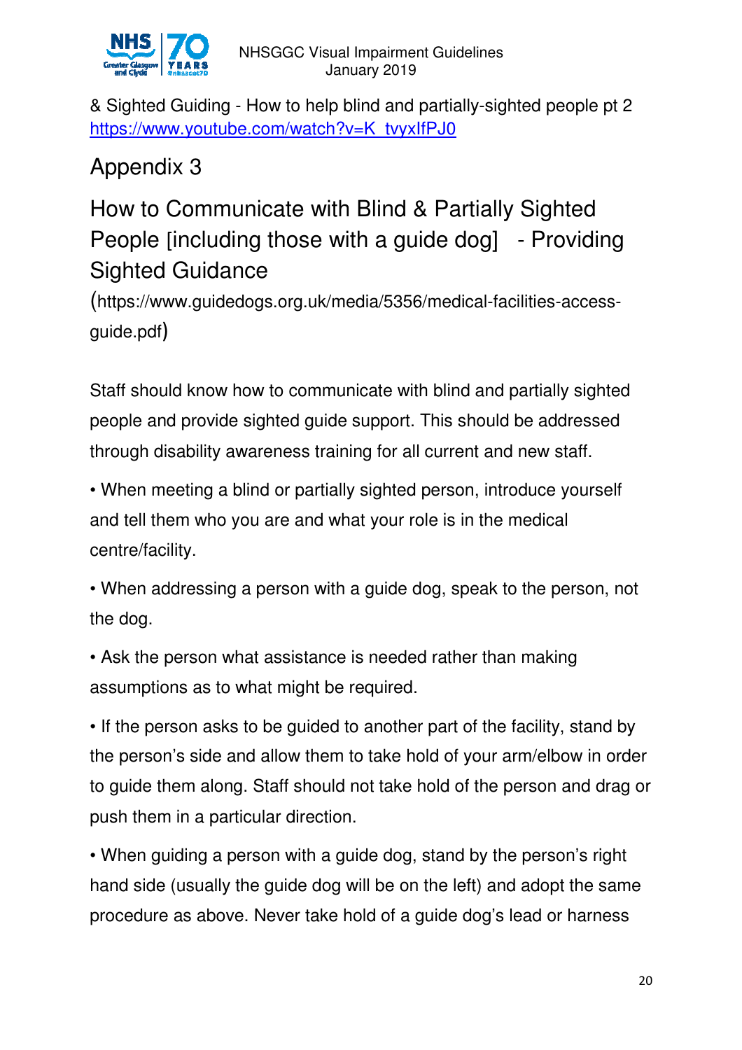& Sighted Guiding - How to help blind and partially-sighted people pt 2
https://www.youtube.com/watch?v=K_tvyxIfPJ0

# Appendix 3

## How to Communicate with Blind & Partially Sighted People [including those with a guide dog] - Providing Sighted Guidance

(https://www.guidedogs.org.uk/media/5356/medical-facilities-access-guide.pdf)

Staff should know how to communicate with blind and partially sighted people and provide sighted guide support. This should be addressed through disability awareness training for all current and new staff.

• When meeting a blind or partially sighted person, introduce yourself and tell them who you are and what your role is in the medical centre/facility.

• When addressing a person with a guide dog, speak to the person, not the dog.

• Ask the person what assistance is needed rather than making assumptions as to what might be required.

• If the person asks to be guided to another part of the facility, stand by the person's side and allow them to take hold of your arm/elbow in order to guide them along. Staff should not take hold of the person and drag or push them in a particular direction.

• When guiding a person with a guide dog, stand by the person's right hand side (usually the guide dog will be on the left) and adopt the same procedure as above. Never take hold of a guide dog's lead or harness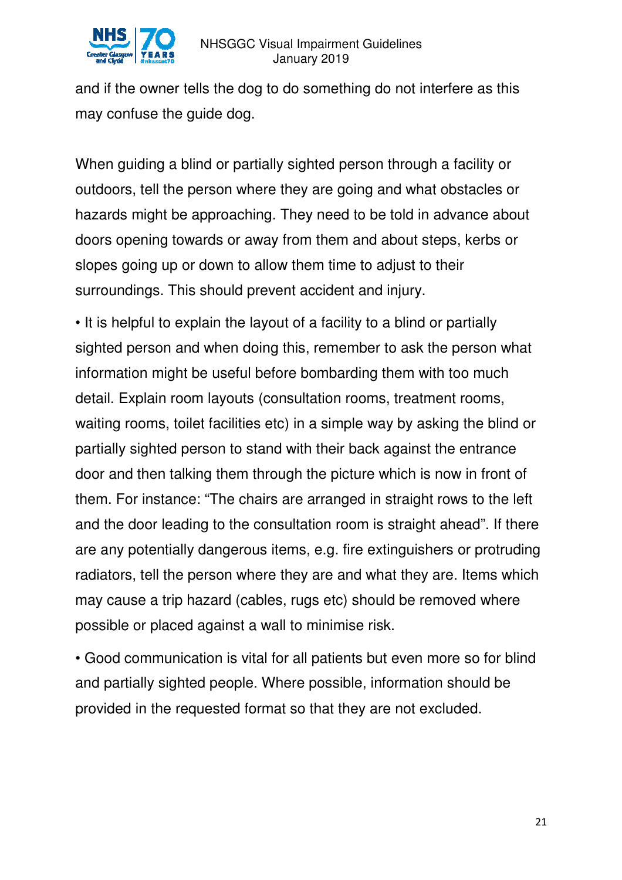and if the owner tells the dog to do something do not interfere as this may confuse the guide dog.

When guiding a blind or partially sighted person through a facility or outdoors, tell the person where they are going and what obstacles or hazards might be approaching. They need to be told in advance about doors opening towards or away from them and about steps, kerbs or slopes going up or down to allow them time to adjust to their surroundings. This should prevent accident and injury.

- It is helpful to explain the layout of a facility to a blind or partially sighted person and when doing this, remember to ask the person what information might be useful before bombarding them with too much detail. Explain room layouts (consultation rooms, treatment rooms, waiting rooms, toilet facilities etc) in a simple way by asking the blind or partially sighted person to stand with their back against the entrance door and then talking them through the picture which is now in front of them. For instance: "The chairs are arranged in straight rows to the left and the door leading to the consultation room is straight ahead". If there are any potentially dangerous items, e.g. fire extinguishers or protruding radiators, tell the person where they are and what they are. Items which may cause a trip hazard (cables, rugs etc) should be removed where possible or placed against a wall to minimise risk.

- Good communication is vital for all patients but even more so for blind and partially sighted people. Where possible, information should be provided in the requested format so that they are not excluded.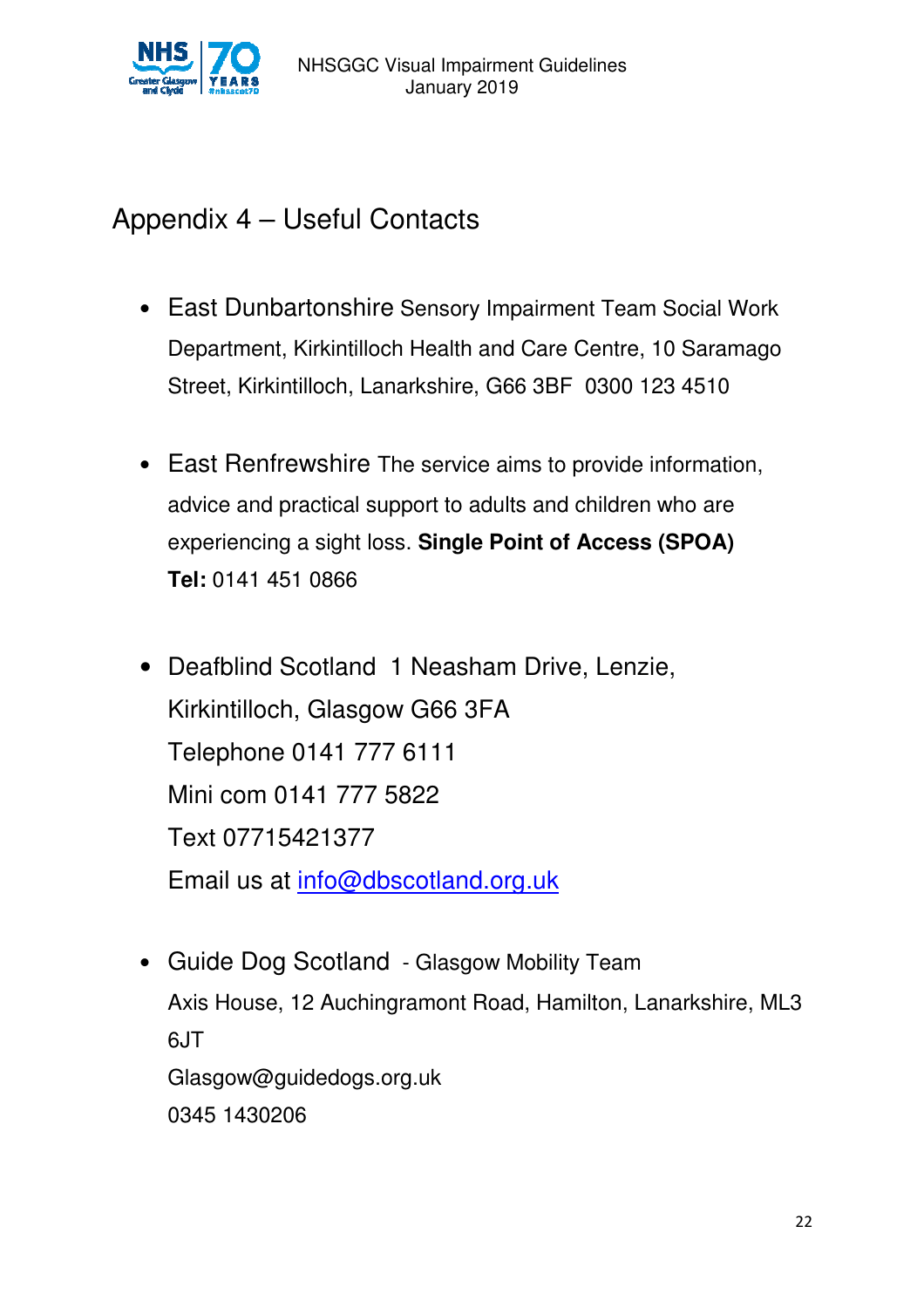## Appendix 4 – Useful Contacts

- East Dunbartonshire Sensory Impairment Team Social Work Department, Kirkintilloch Health and Care Centre, 10 Saramago Street, Kirkintilloch, Lanarkshire, G66 3BF 0300 123 4510

- East Renfrewshire The service aims to provide information, advice and practical support to adults and children who are experiencing a sight loss. **Single Point of Access (SPOA)** **Tel:** 0141 451 0866

- Deafblind Scotland 1 Neasham Drive, Lenzie, Kirkintilloch, Glasgow G66 3FA
  Telephone 0141 777 6111
  Mini com 0141 777 5822
  Text 07715421377
  Email us at info@dbscotland.org.uk

- Guide Dog Scotland - Glasgow Mobility Team
  Axis House, 12 Auchingramont Road, Hamilton, Lanarkshire, ML3 6JT
  Glasgow@guidedogs.org.uk
  0345 1430206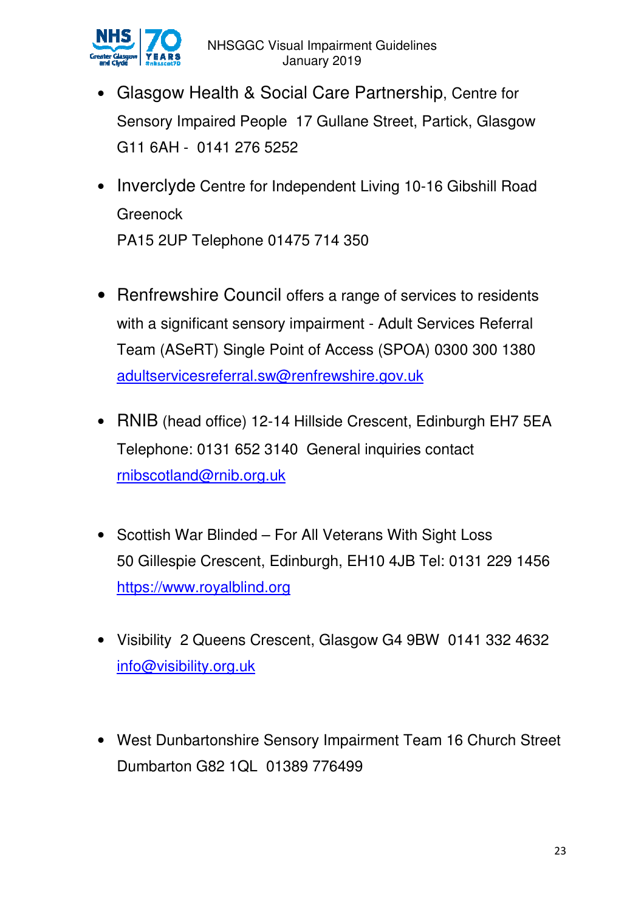- Glasgow Health & Social Care Partnership, Centre for Sensory Impaired People 17 Gullane Street, Partick, Glasgow G11 6AH - 0141 276 5252

- Inverclyde Centre for Independent Living 10-16 Gibshill Road Greenock
  PA15 2UP Telephone 01475 714 350

- Renfrewshire Council offers a range of services to residents with a significant sensory impairment - Adult Services Referral Team (ASeRT) Single Point of Access (SPOA) 0300 300 1380 adultservicesreferral.sw@renfrewshire.gov.uk

- RNIB (head office) 12-14 Hillside Crescent, Edinburgh EH7 5EA Telephone: 0131 652 3140 General inquiries contact rnibscotland@rnib.org.uk

- Scottish War Blinded – For All Veterans With Sight Loss
  50 Gillespie Crescent, Edinburgh, EH10 4JB Tel: 0131 229 1456 https://www.royalblind.org

- Visibility 2 Queens Crescent, Glasgow G4 9BW 0141 332 4632 info@visibility.org.uk

- West Dunbartonshire Sensory Impairment Team 16 Church Street Dumbarton G82 1QL 01389 776499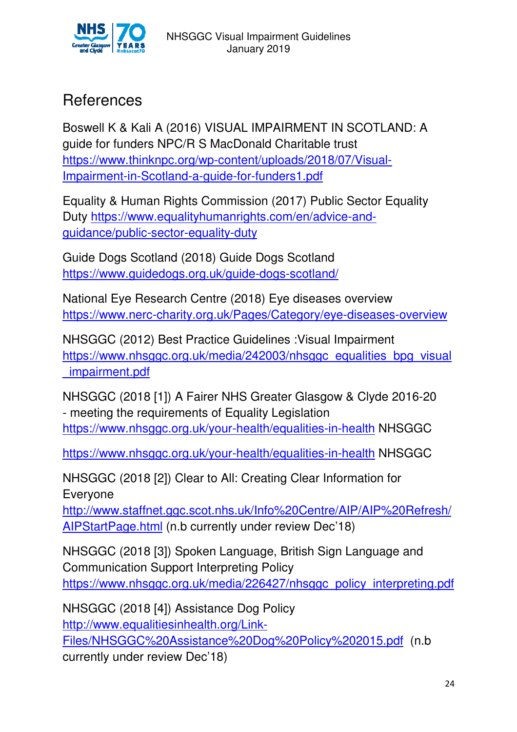## References

Boswell K & Kali A (2016) VISUAL IMPAIRMENT IN SCOTLAND: A guide for funders NPC/R S MacDonald Charitable trust https://www.thinknpc.org/wp-content/uploads/2018/07/Visual-Impairment-in-Scotland-a-guide-for-funders1.pdf

Equality & Human Rights Commission (2017) Public Sector Equality Duty https://www.equalityhumanrights.com/en/advice-and-guidance/public-sector-equality-duty

Guide Dogs Scotland (2018) Guide Dogs Scotland https://www.guidedogs.org.uk/guide-dogs-scotland/

National Eye Research Centre (2018) Eye diseases overview https://www.nerc-charity.org.uk/Pages/Category/eye-diseases-overview

NHSGGC (2012) Best Practice Guidelines :Visual Impairment https://www.nhsggc.org.uk/media/242003/nhsggc_equalities_bpg_visual_impairment.pdf

NHSGGC (2018 [1]) A Fairer NHS Greater Glasgow & Clyde 2016-20 - meeting the requirements of Equality Legislation https://www.nhsggc.org.uk/your-health/equalities-in-health NHSGGC

https://www.nhsggc.org.uk/your-health/equalities-in-health NHSGGC

NHSGGC (2018 [2]) Clear to All: Creating Clear Information for Everyone http://www.staffnet.ggc.scot.nhs.uk/Info%20Centre/AIP/AIP%20Refresh/AIPStartPage.html (n.b currently under review Dec'18)

NHSGGC (2018 [3]) Spoken Language, British Sign Language and Communication Support Interpreting Policy https://www.nhsggc.org.uk/media/226427/nhsggc_policy_interpreting.pdf

NHSGGC (2018 [4]) Assistance Dog Policy http://www.equalitiesinhealth.org/Link-Files/NHSGGC%20Assistance%20Dog%20Policy%202015.pdf (n.b currently under review Dec'18)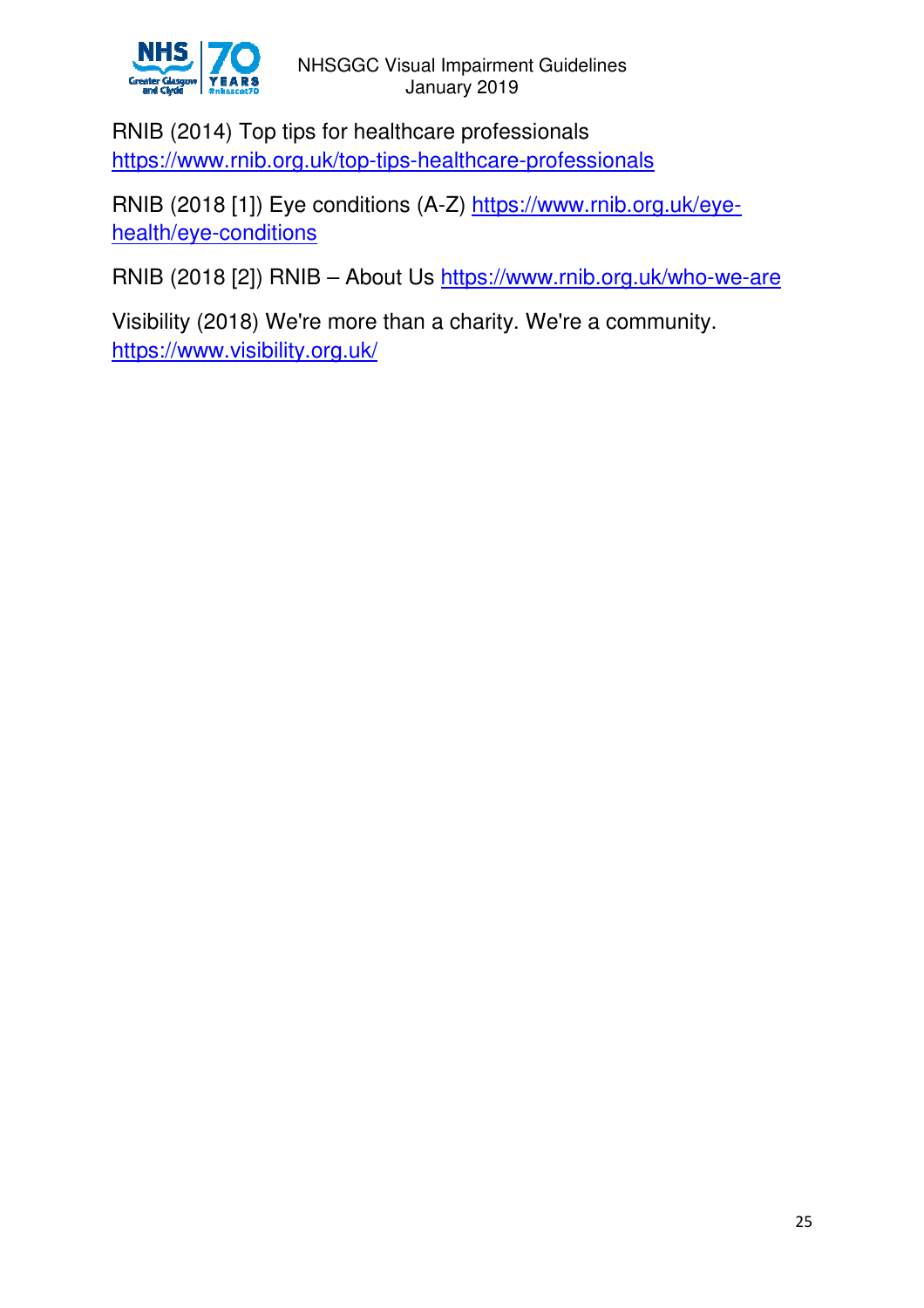RNIB (2014) Top tips for healthcare professionals
https://www.rnib.org.uk/top-tips-healthcare-professionals

RNIB (2018 [1]) Eye conditions (A-Z) https://www.rnib.org.uk/eye-health/eye-conditions

RNIB (2018 [2]) RNIB – About Us https://www.rnib.org.uk/who-we-are

Visibility (2018) We're more than a charity. We're a community.
https://www.visibility.org.uk/